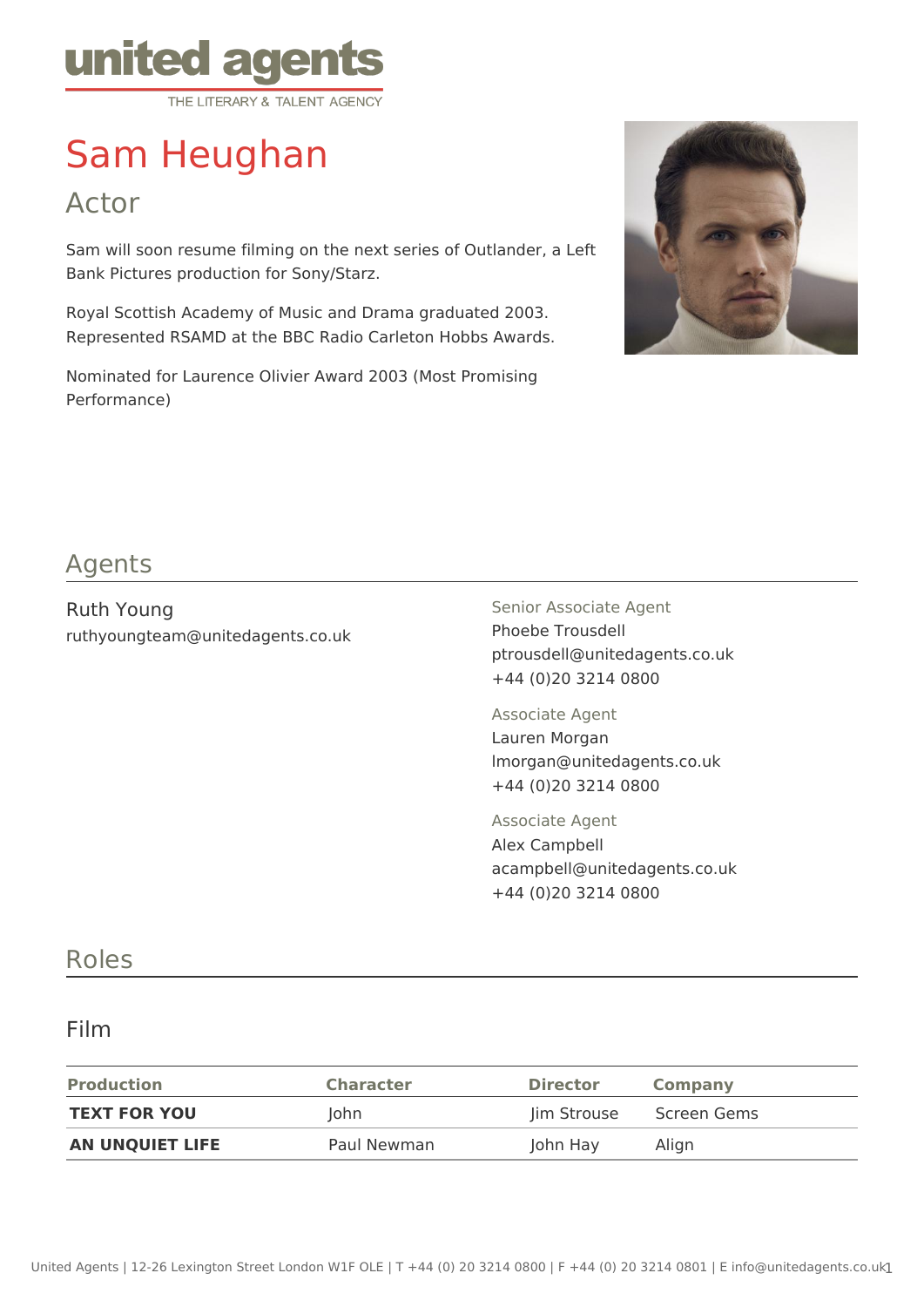united agents
THE LITERARY & TALENT AGENCY

# Sam Heughan

## Actor

Sam will soon resume filming on the next series of Outlander, a Left Bank Pictures production for Sony/Starz.

Royal Scottish Academy of Music and Drama graduated 2003. Represented RSAMD at the BBC Radio Carleton Hobbs Awards.

Nominated for Laurence Olivier Award 2003 (Most Promising Performance)

## Agents

Ruth Young
ruthyoungteam@unitedagents.co.uk

Senior Associate Agent
Phoebe Trousdell
ptrousdell@unitedagents.co.uk
+44 (0)20 3214 0800

Associate Agent
Lauren Morgan
lmorgan@unitedagents.co.uk
+44 (0)20 3214 0800

Associate Agent
Alex Campbell
acampbell@unitedagents.co.uk
+44 (0)20 3214 0800

## Roles

### Film

| Production | Character | Director | Company |
|---|---|---|---|
| **TEXT FOR YOU** | John | Jim Strouse | Screen Gems |
| **AN UNQUIET LIFE** | Paul Newman | John Hay | Align |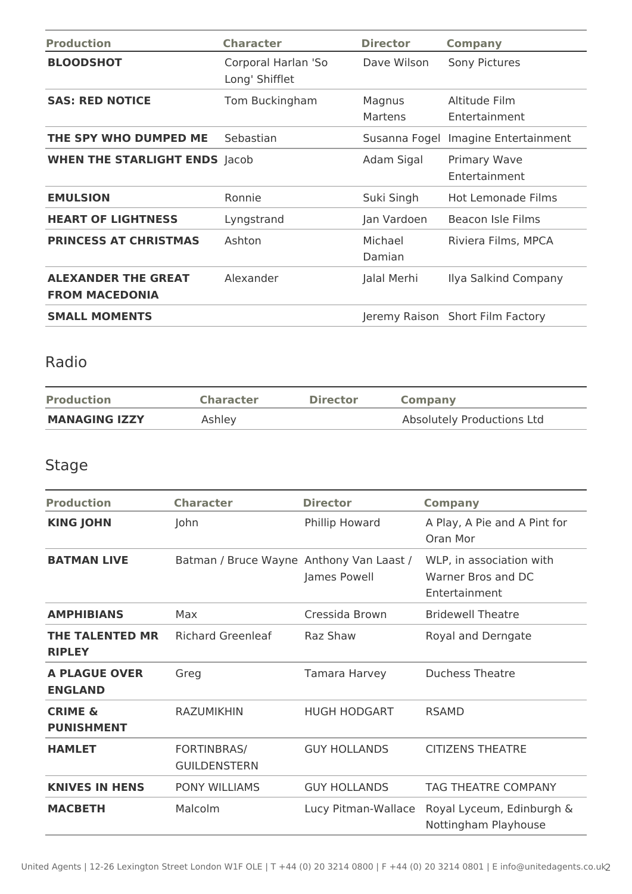| Production | Character | Director | Company |
| --- | --- | --- | --- |
| **BLOODSHOT** | Corporal Harlan 'So Long' Shifflet | Dave Wilson | Sony Pictures |
| **SAS: RED NOTICE** | Tom Buckingham | Magnus Martens | Altitude Film Entertainment |
| **THE SPY WHO DUMPED ME** | Sebastian | Susanna Fogel | Imagine Entertainment |
| **WHEN THE STARLIGHT ENDS** | Jacob | Adam Sigal | Primary Wave Entertainment |
| **EMULSION** | Ronnie | Suki Singh | Hot Lemonade Films |
| **HEART OF LIGHTNESS** | Lyngstrand | Jan Vardoen | Beacon Isle Films |
| **PRINCESS AT CHRISTMAS** | Ashton | Michael Damian | Riviera Films, MPCA |
| **ALEXANDER THE GREAT FROM MACEDONIA** | Alexander | Jalal Merhi | Ilya Salkind Company |
| **SMALL MOMENTS** | | Jeremy Raison | Short Film Factory |

## Radio

| Production | Character | Director | Company |
| --- | --- | --- | --- |
| **MANAGING IZZY** | Ashley | | Absolutely Productions Ltd |

## Stage

| Production | Character | Director | Company |
| --- | --- | --- | --- |
| **KING JOHN** | John | Phillip Howard | A Play, A Pie and A Pint for Oran Mor |
| **BATMAN LIVE** | Batman / Bruce Wayne | Anthony Van Laast / James Powell | WLP, in association with Warner Bros and DC Entertainment |
| **AMPHIBIANS** | Max | Cressida Brown | Bridewell Theatre |
| **THE TALENTED MR RIPLEY** | Richard Greenleaf | Raz Shaw | Royal and Derngate |
| **A PLAGUE OVER ENGLAND** | Greg | Tamara Harvey | Duchess Theatre |
| **CRIME & PUNISHMENT** | RAZUMIKHIN | HUGH HODGART | RSAMD |
| **HAMLET** | FORTINBRAS/ GUILDENSTERN | GUY HOLLANDS | CITIZENS THEATRE |
| **KNIVES IN HENS** | PONY WILLIAMS | GUY HOLLANDS | TAG THEATRE COMPANY |
| **MACBETH** | Malcolm | Lucy Pitman-Wallace | Royal Lyceum, Edinburgh & Nottingham Playhouse |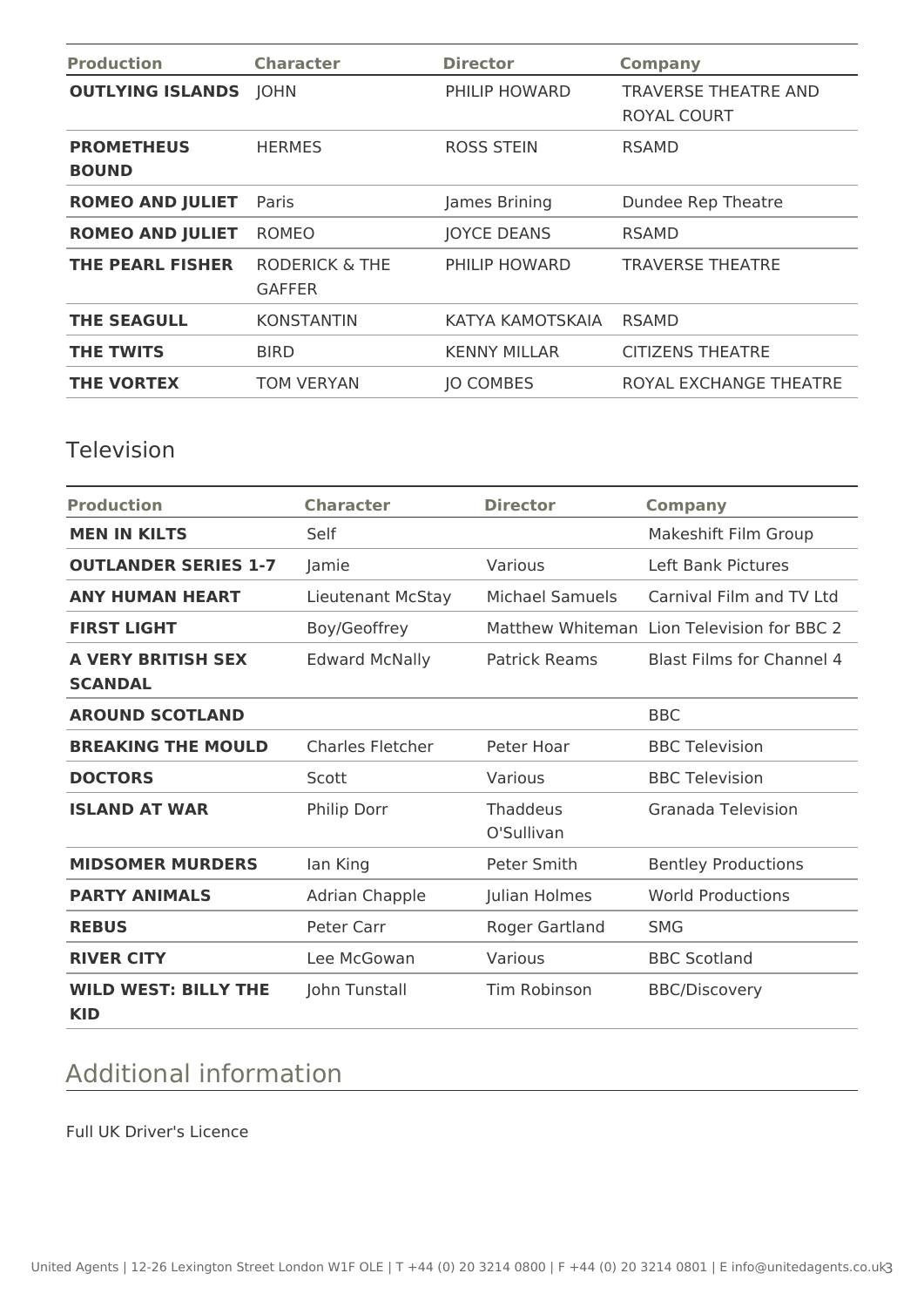| Production | Character | Director | Company |
|---|---|---|---|
| **OUTLYING ISLANDS** | JOHN | PHILIP HOWARD | TRAVERSE THEATRE AND ROYAL COURT |
| **PROMETHEUS BOUND** | HERMES | ROSS STEIN | RSAMD |
| **ROMEO AND JULIET** | Paris | James Brining | Dundee Rep Theatre |
| **ROMEO AND JULIET** | ROMEO | JOYCE DEANS | RSAMD |
| **THE PEARL FISHER** | RODERICK & THE GAFFER | PHILIP HOWARD | TRAVERSE THEATRE |
| **THE SEAGULL** | KONSTANTIN | KATYA KAMOTSKAIA | RSAMD |
| **THE TWITS** | BIRD | KENNY MILLAR | CITIZENS THEATRE |
| **THE VORTEX** | TOM VERYAN | JO COMBES | ROYAL EXCHANGE THEATRE |

## Television

| Production | Character | Director | Company |
|---|---|---|---|
| **MEN IN KILTS** | Self | | Makeshift Film Group |
| **OUTLANDER SERIES 1-7** | Jamie | Various | Left Bank Pictures |
| **ANY HUMAN HEART** | Lieutenant McStay | Michael Samuels | Carnival Film and TV Ltd |
| **FIRST LIGHT** | Boy/Geoffrey | Matthew Whiteman | Lion Television for BBC 2 |
| **A VERY BRITISH SEX SCANDAL** | Edward McNally | Patrick Reams | Blast Films for Channel 4 |
| **AROUND SCOTLAND** | | | BBC |
| **BREAKING THE MOULD** | Charles Fletcher | Peter Hoar | BBC Television |
| **DOCTORS** | Scott | Various | BBC Television |
| **ISLAND AT WAR** | Philip Dorr | Thaddeus O'Sullivan | Granada Television |
| **MIDSOMER MURDERS** | Ian King | Peter Smith | Bentley Productions |
| **PARTY ANIMALS** | Adrian Chapple | Julian Holmes | World Productions |
| **REBUS** | Peter Carr | Roger Gartland | SMG |
| **RIVER CITY** | Lee McGowan | Various | BBC Scotland |
| **WILD WEST: BILLY THE KID** | John Tunstall | Tim Robinson | BBC/Discovery |

## Additional information

Full UK Driver's Licence